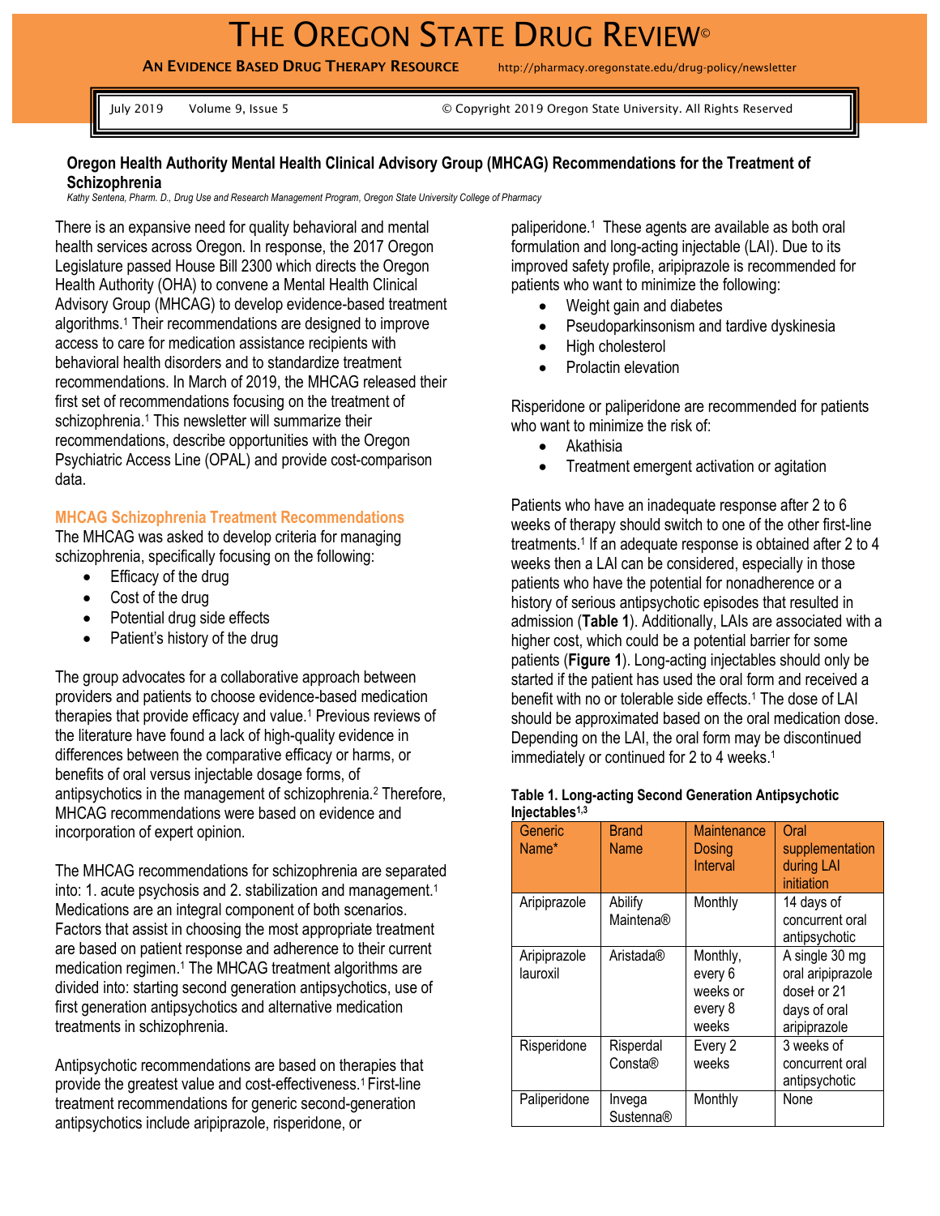# THE OREGON STATE DRUG REVIEW©

**AN EVIDENCE BASED DRUG THERAPY RESOURCE** http://pharmacy.oregonstate.edu/drug-policy/newsletter

July 2019 Volume 9, Issue 5 © Copyright 2019 Oregon State University. All Rights Reserved

## Oregon Health Authority Mental Health Clinical Advisory Group (MHCAG) Recommendations for the Treatment of Schizophrenia

*Kathy Sentena, Pharm. D., Drug Use and Research Management Program, Oregon State University College of Pharmacy*

There is an expansive need for quality behavioral and mental health services across Oregon. In response, the 2017 Oregon Legislature passed House Bill 2300 which directs the Oregon Health Authority (OHA) to convene a Mental Health Clinical Advisory Group (MHCAG) to develop evidence-based treatment algorithms.[1] Their recommendations are designed to improve access to care for medication assistance recipients with behavioral health disorders and to standardize treatment recommendations. In March of 2019, the MHCAG released their first set of recommendations focusing on the treatment of schizophrenia.[1] This newsletter will summarize their recommendations, describe opportunities with the Oregon Psychiatric Access Line (OPAL) and provide cost-comparison data.

### MHCAG Schizophrenia Treatment Recommendations

The MHCAG was asked to develop criteria for managing schizophrenia, specifically focusing on the following:

- Efficacy of the drug
- Cost of the drug
- Potential drug side effects
- Patient's history of the drug

The group advocates for a collaborative approach between providers and patients to choose evidence-based medication therapies that provide efficacy and value.[1] Previous reviews of the literature have found a lack of high-quality evidence in differences between the comparative efficacy or harms, or benefits of oral versus injectable dosage forms, of antipsychotics in the management of schizophrenia.[2] Therefore, MHCAG recommendations were based on evidence and incorporation of expert opinion.

The MHCAG recommendations for schizophrenia are separated into: 1. acute psychosis and 2. stabilization and management.[1] Medications are an integral component of both scenarios. Factors that assist in choosing the most appropriate treatment are based on patient response and adherence to their current medication regimen.[1] The MHCAG treatment algorithms are divided into: starting second generation antipsychotics, use of first generation antipsychotics and alternative medication treatments in schizophrenia.

Antipsychotic recommendations are based on therapies that provide the greatest value and cost-effectiveness.[1] First-line treatment recommendations for generic second-generation antipsychotics include aripiprazole, risperidone, or paliperidone.[1] These agents are available as both oral formulation and long-acting injectable (LAI). Due to its improved safety profile, aripiprazole is recommended for patients who want to minimize the following:

- Weight gain and diabetes
- Pseudoparkinsonism and tardive dyskinesia
- High cholesterol
- Prolactin elevation

Risperidone or paliperidone are recommended for patients who want to minimize the risk of:

- Akathisia
- Treatment emergent activation or agitation

Patients who have an inadequate response after 2 to 6 weeks of therapy should switch to one of the other first-line treatments.[1] If an adequate response is obtained after 2 to 4 weeks then a LAI can be considered, especially in those patients who have the potential for nonadherence or a history of serious antipsychotic episodes that resulted in admission (**Table 1**). Additionally, LAIs are associated with a higher cost, which could be a potential barrier for some patients (**Figure 1**). Long-acting injectables should only be started if the patient has used the oral form and received a benefit with no or tolerable side effects.[1] The dose of LAI should be approximated based on the oral medication dose. Depending on the LAI, the oral form may be discontinued immediately or continued for 2 to 4 weeks.[1]

**Table 1. Long-acting Second Generation Antipsychotic Injectables[1,3]**

| Generic Name* | Brand Name | Maintenance Dosing Interval | Oral supplementation during LAI initiation |
|---|---|---|---|
| Aripiprazole | Abilify Maintena® | Monthly | 14 days of concurrent oral antipsychotic |
| Aripiprazole lauroxil | Aristada® | Monthly, every 6 weeks or every 8 weeks | A single 30 mg oral aripiprazole dose† or 21 days of oral aripiprazole |
| Risperidone | Risperdal Consta® | Every 2 weeks | 3 weeks of concurrent oral antipsychotic |
| Paliperidone | Invega Sustenna® | Monthly | None |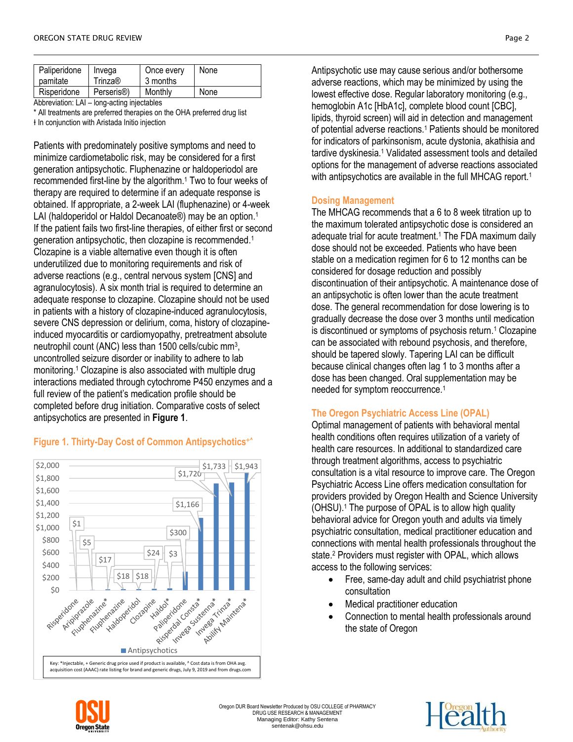| Paliperidone pamitate | Invega Trinza® | Once every 3 months | None |
|---|---|---|---|
| Risperidone | Perseris®) | Monthly | None |

Abbreviation: LAI – long-acting injectables

\* All treatments are preferred therapies on the OHA preferred drug list

ǂ In conjunction with Aristada Initio injection

Patients with predominately positive symptoms and need to minimize cardiometabolic risk, may be considered for a first generation antipsychotic. Fluphenazine or haldoperiodol are recommended first-line by the algorithm.[1] Two to four weeks of therapy are required to determine if an adequate response is obtained. If appropriate, a 2-week LAI (fluphenazine) or 4-week LAI (haldoperidol or Haldol Decanoate®) may be an option.[1] If the patient fails two first-line therapies, of either first or second generation antipsychotic, then clozapine is recommended.[1] Clozapine is a viable alternative even though it is often underutilized due to monitoring requirements and risk of adverse reactions (e.g., central nervous system [CNS] and agranulocytosis). A six month trial is required to determine an adequate response to clozapine. Clozapine should not be used in patients with a history of clozapine-induced agranulocytosis, severe CNS depression or delirium, coma, history of clozapine-induced myocarditis or cardiomyopathy, pretreatment absolute neutrophil count (ANC) less than 1500 cells/cubic mm$^3$, uncontrolled seizure disorder or inability to adhere to lab monitoring.[1] Clozapine is also associated with multiple drug interactions mediated through cytochrome P450 enzymes and a full review of the patient's medication profile should be completed before drug initiation. Comparative costs of select antipsychotics are presented in **Figure 1**.

### Figure 1. Thirty-Day Cost of Common Antipsychotics+^

| Antipsychotics | Cost |
|---|---|
| Risperidone | $1 |
| Aripiprazole | $5 |
| Fluphenazine* | $17 |
| Fluphenazine | $18 |
| Haloperidol | $18 |
| Clozapine | $24 |
| Haldol* | $3 |
| Paliperidone | $300 |
| Risperdal Consta* | $1,166 |
| Invega Sustenna* | $1,720 |
| Invega Trinza* | $1,733 |
| Abilify Maintena* | $1,943 |

Key: *Injectable, + Generic drug price used if product is available, ^ Cost data is from OHA avg. acquisition cost (AAAC) rate listing for brand and generic drugs, July 9, 2019 and from drugs.com

Antipsychotic use may cause serious and/or bothersome adverse reactions, which may be minimized by using the lowest effective dose. Regular laboratory monitoring (e.g., hemoglobin A1c [HbA1c], complete blood count [CBC], lipids, thyroid screen) will aid in detection and management of potential adverse reactions.[1] Patients should be monitored for indicators of parkinsonism, acute dystonia, akathisia and tardive dyskinesia.[1] Validated assessment tools and detailed options for the management of adverse reactions associated with antipsychotics are available in the full MHCAG report.[1]

## Dosing Management

The MHCAG recommends that a 6 to 8 week titration up to the maximum tolerated antipsychotic dose is considered an adequate trial for acute treatment.[1] The FDA maximum daily dose should not be exceeded. Patients who have been stable on a medication regimen for 6 to 12 months can be considered for dosage reduction and possibly discontinuation of their antipsychotic. A maintenance dose of an antipsychotic is often lower than the acute treatment dose. The general recommendation for dose lowering is to gradually decrease the dose over 3 months until medication is discontinued or symptoms of psychosis return.[1] Clozapine can be associated with rebound psychosis, and therefore, should be tapered slowly. Tapering LAI can be difficult because clinical changes often lag 1 to 3 months after a dose has been changed. Oral supplementation may be needed for symptom reoccurrence.[1]

## The Oregon Psychiatric Access Line (OPAL)

Optimal management of patients with behavioral mental health conditions often requires utilization of a variety of health care resources. In additional to standardized care through treatment algorithms, access to psychiatric consultation is a vital resource to improve care. The Oregon Psychiatric Access Line offers medication consultation for providers provided by Oregon Health and Science University (OHSU).[1] The purpose of OPAL is to allow high quality behavioral advice for Oregon youth and adults via timely psychiatric consultation, medical practitioner education and connections with mental health professionals throughout the state.[2] Providers must register with OPAL, which allows access to the following services:

- Free, same-day adult and child psychiatrist phone consultation
- Medical practitioner education
- Connection to mental health professionals around the state of Oregon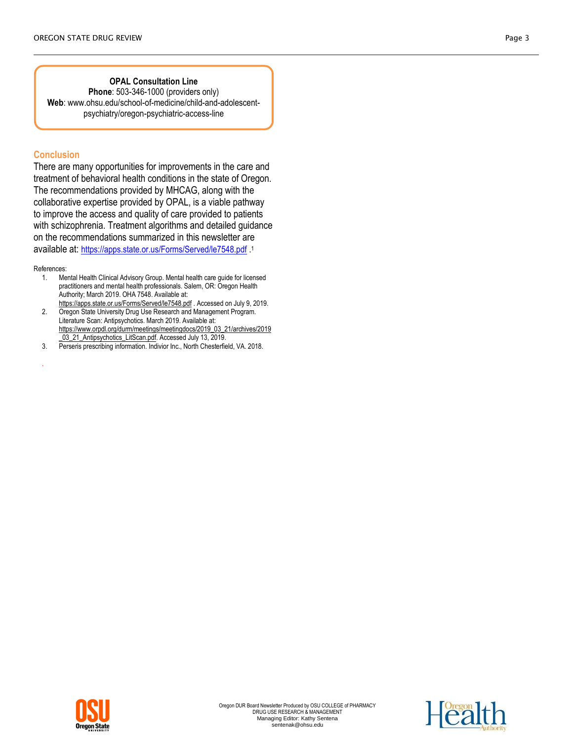**OPAL Consultation Line**

**Phone**: 503-346-1000 (providers only)

**Web**: www.ohsu.edu/school-of-medicine/child-and-adolescent-psychiatry/oregon-psychiatric-access-line

## Conclusion

There are many opportunities for improvements in the care and treatment of behavioral health conditions in the state of Oregon. The recommendations provided by MHCAG, along with the collaborative expertise provided by OPAL, is a viable pathway to improve the access and quality of care provided to patients with schizophrenia. Treatment algorithms and detailed guidance on the recommendations summarized in this newsletter are available at: https://apps.state.or.us/Forms/Served/le7548.pdf .[1]

References:

1. Mental Health Clinical Advisory Group. Mental health care guide for licensed practitioners and mental health professionals. Salem, OR: Oregon Health Authority; March 2019. OHA 7548. Available at: https://apps.state.or.us/Forms/Served/le7548.pdf . Accessed on July 9, 2019.
2. Oregon State University Drug Use Research and Management Program. Literature Scan: Antipsychotics. March 2019. Available at: https://www.orpdl.org/durm/meetings/meetingdocs/2019_03_21/archives/2019_03_21_Antipsychotics_LitScan.pdf. Accessed July 13, 2019.
3. Perseris prescribing information. Indivior Inc., North Chesterfield, VA. 2018.

Oregon DUR Board Newsletter Produced by OSU COLLEGE of PHARMACY
DRUG USE RESEARCH & MANAGEMENT
Managing Editor: Kathy Sentena
sentenak@ohsu.edu